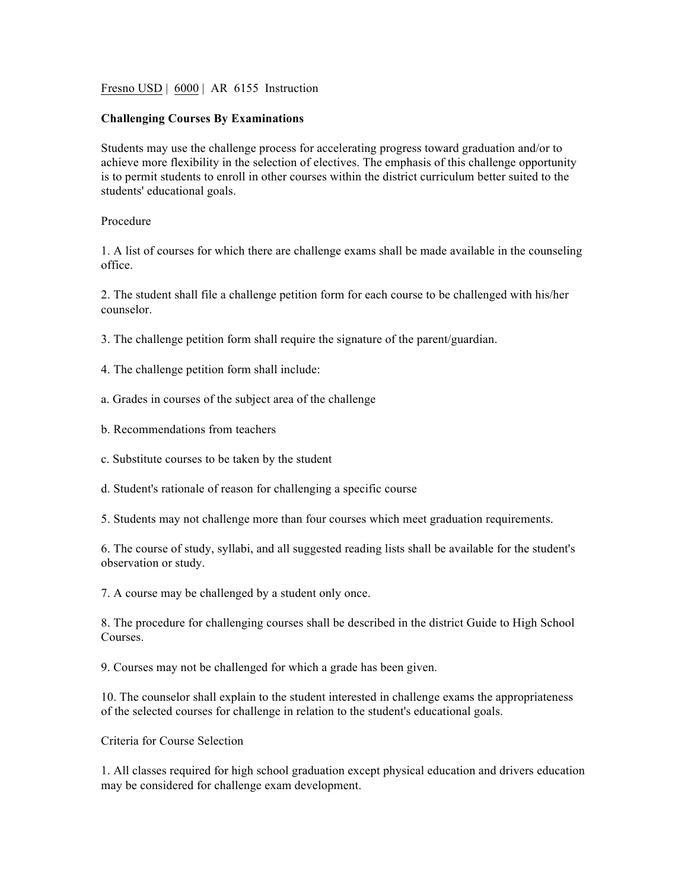Fresno USD | 6000 | AR 6155 Instruction

**Challenging Courses By Examinations**

Students may use the challenge process for accelerating progress toward graduation and/or to achieve more flexibility in the selection of electives. The emphasis of this challenge opportunity is to permit students to enroll in other courses within the district curriculum better suited to the students' educational goals.

Procedure

1. A list of courses for which there are challenge exams shall be made available in the counseling office.

2. The student shall file a challenge petition form for each course to be challenged with his/her counselor.

3. The challenge petition form shall require the signature of the parent/guardian.

4. The challenge petition form shall include:

a. Grades in courses of the subject area of the challenge

b. Recommendations from teachers

c. Substitute courses to be taken by the student

d. Student's rationale of reason for challenging a specific course

5. Students may not challenge more than four courses which meet graduation requirements.

6. The course of study, syllabi, and all suggested reading lists shall be available for the student's observation or study.

7. A course may be challenged by a student only once.

8. The procedure for challenging courses shall be described in the district Guide to High School Courses.

9. Courses may not be challenged for which a grade has been given.

10. The counselor shall explain to the student interested in challenge exams the appropriateness of the selected courses for challenge in relation to the student's educational goals.

Criteria for Course Selection

1. All classes required for high school graduation except physical education and drivers education may be considered for challenge exam development.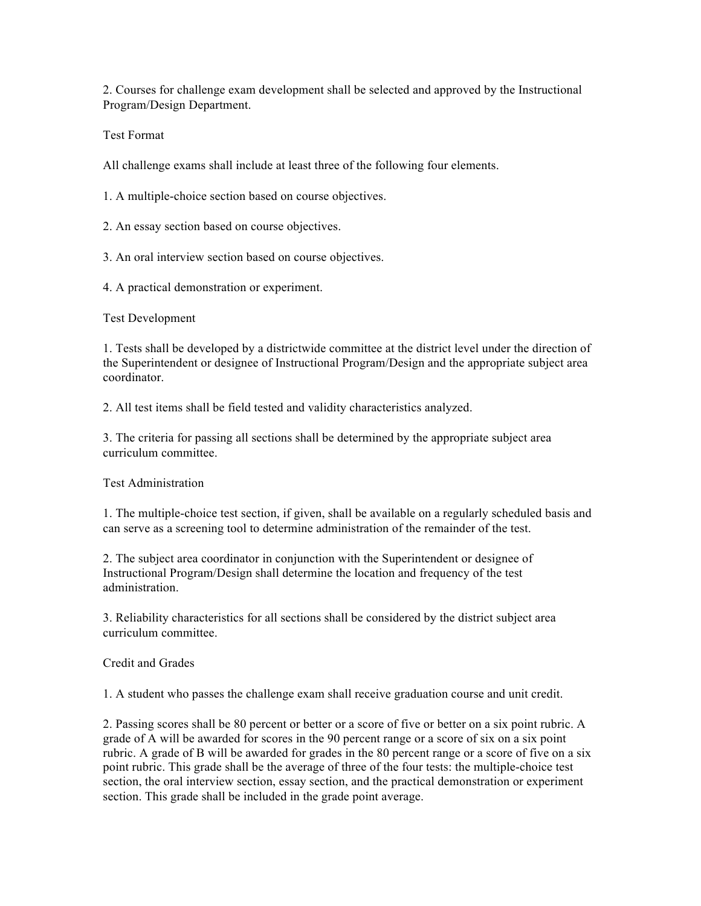2. Courses for challenge exam development shall be selected and approved by the Instructional Program/Design Department.

## Test Format

All challenge exams shall include at least three of the following four elements.

1. A multiple-choice section based on course objectives.

2. An essay section based on course objectives.

3. An oral interview section based on course objectives.

4. A practical demonstration or experiment.

## Test Development

1. Tests shall be developed by a districtwide committee at the district level under the direction of the Superintendent or designee of Instructional Program/Design and the appropriate subject area coordinator.

2. All test items shall be field tested and validity characteristics analyzed.

3. The criteria for passing all sections shall be determined by the appropriate subject area curriculum committee.

## Test Administration

1. The multiple-choice test section, if given, shall be available on a regularly scheduled basis and can serve as a screening tool to determine administration of the remainder of the test.

2. The subject area coordinator in conjunction with the Superintendent or designee of Instructional Program/Design shall determine the location and frequency of the test administration.

3. Reliability characteristics for all sections shall be considered by the district subject area curriculum committee.

## Credit and Grades

1. A student who passes the challenge exam shall receive graduation course and unit credit.

2. Passing scores shall be 80 percent or better or a score of five or better on a six point rubric. A grade of A will be awarded for scores in the 90 percent range or a score of six on a six point rubric. A grade of B will be awarded for grades in the 80 percent range or a score of five on a six point rubric. This grade shall be the average of three of the four tests: the multiple-choice test section, the oral interview section, essay section, and the practical demonstration or experiment section. This grade shall be included in the grade point average.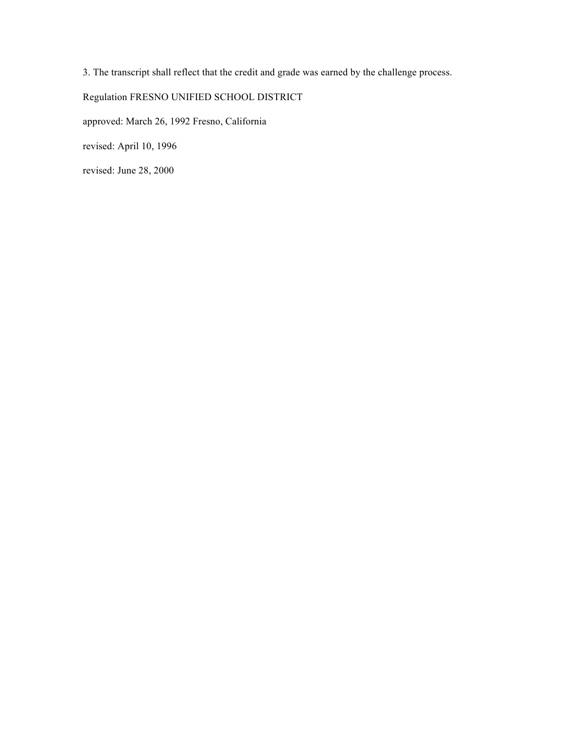3. The transcript shall reflect that the credit and grade was earned by the challenge process.

Regulation FRESNO UNIFIED SCHOOL DISTRICT

approved: March 26, 1992 Fresno, California

revised: April 10, 1996

revised: June 28, 2000